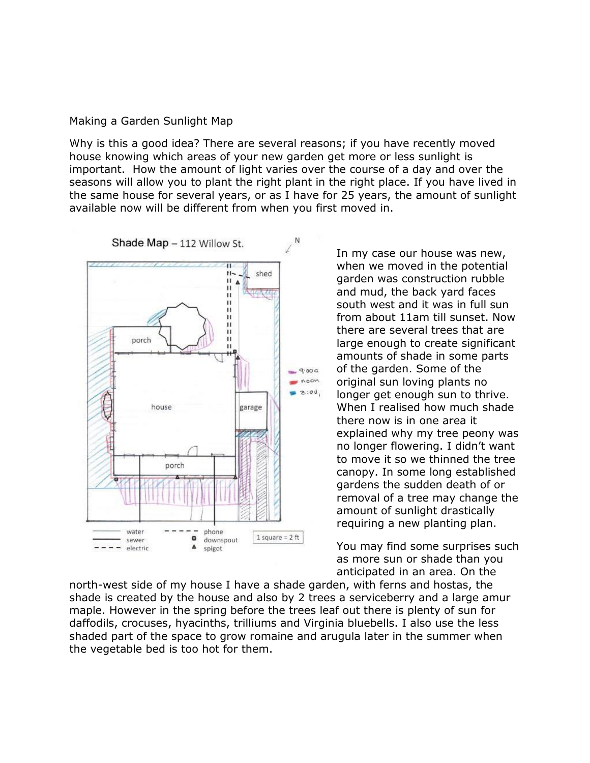Making a Garden Sunlight Map

Why is this a good idea? There are several reasons; if you have recently moved house knowing which areas of your new garden get more or less sunlight is important. How the amount of light varies over the course of a day and over the seasons will allow you to plant the right plant in the right place. If you have lived in the same house for several years, or as I have for 25 years, the amount of sunlight available now will be different from when you first moved in.

In my case our house was new, when we moved in the potential garden was construction rubble and mud, the back yard faces south west and it was in full sun from about 11am till sunset. Now there are several trees that are large enough to create significant amounts of shade in some parts of the garden. Some of the original sun loving plants no longer get enough sun to thrive. When I realised how much shade there now is in one area it explained why my tree peony was no longer flowering. I didn't want to move it so we thinned the tree canopy. In some long established gardens the sudden death of or removal of a tree may change the amount of sunlight drastically requiring a new planting plan.

You may find some surprises such as more sun or shade than you anticipated in an area. On the north-west side of my house I have a shade garden, with ferns and hostas, the shade is created by the house and also by 2 trees a serviceberry and a large amur maple. However in the spring before the trees leaf out there is plenty of sun for daffodils, crocuses, hyacinths, trilliums and Virginia bluebells. I also use the less shaded part of the space to grow romaine and arugula later in the summer when the vegetable bed is too hot for them.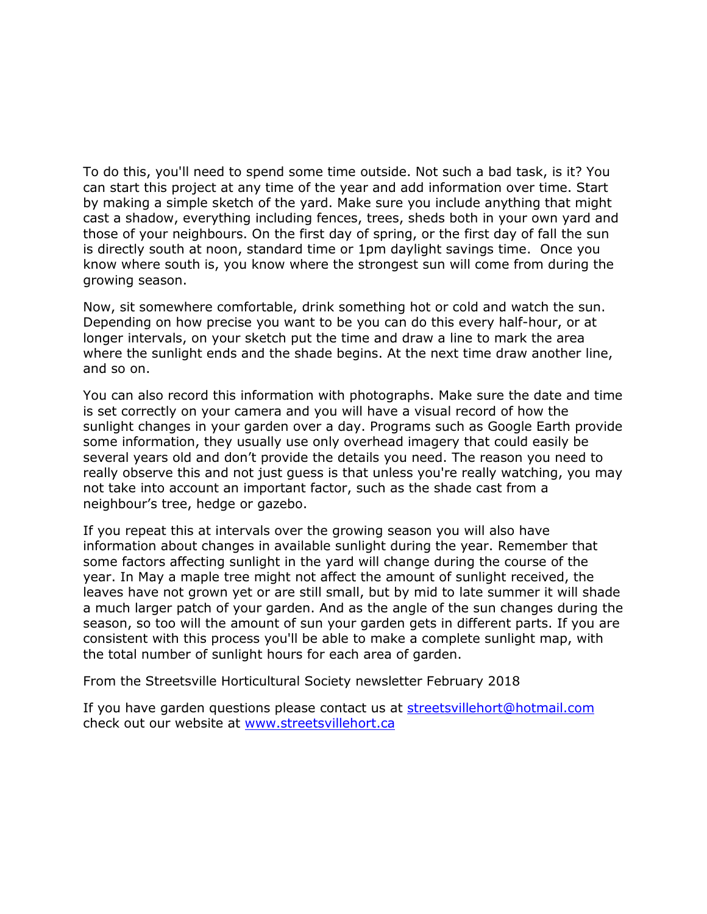To do this, you'll need to spend some time outside. Not such a bad task, is it? You can start this project at any time of the year and add information over time. Start by making a simple sketch of the yard. Make sure you include anything that might cast a shadow, everything including fences, trees, sheds both in your own yard and those of your neighbours. On the first day of spring, or the first day of fall the sun is directly south at noon, standard time or 1pm daylight savings time.  Once you know where south is, you know where the strongest sun will come from during the growing season.

Now, sit somewhere comfortable, drink something hot or cold and watch the sun. Depending on how precise you want to be you can do this every half-hour, or at longer intervals, on your sketch put the time and draw a line to mark the area where the sunlight ends and the shade begins. At the next time draw another line, and so on.

You can also record this information with photographs. Make sure the date and time is set correctly on your camera and you will have a visual record of how the sunlight changes in your garden over a day. Programs such as Google Earth provide some information, they usually use only overhead imagery that could easily be several years old and don't provide the details you need. The reason you need to really observe this and not just guess is that unless you're really watching, you may not take into account an important factor, such as the shade cast from a neighbour's tree, hedge or gazebo.

If you repeat this at intervals over the growing season you will also have information about changes in available sunlight during the year. Remember that some factors affecting sunlight in the yard will change during the course of the year. In May a maple tree might not affect the amount of sunlight received, the leaves have not grown yet or are still small, but by mid to late summer it will shade a much larger patch of your garden. And as the angle of the sun changes during the season, so too will the amount of sun your garden gets in different parts. If you are consistent with this process you'll be able to make a complete sunlight map, with the total number of sunlight hours for each area of garden.

From the Streetsville Horticultural Society newsletter February 2018

If you have garden questions please contact us at [streetsvillehort@hotmail.com](mailto:streetsvillehort@hotmail.com) check out our website at [www.streetsvillehort.ca](http://www.streetsvillehort.ca)